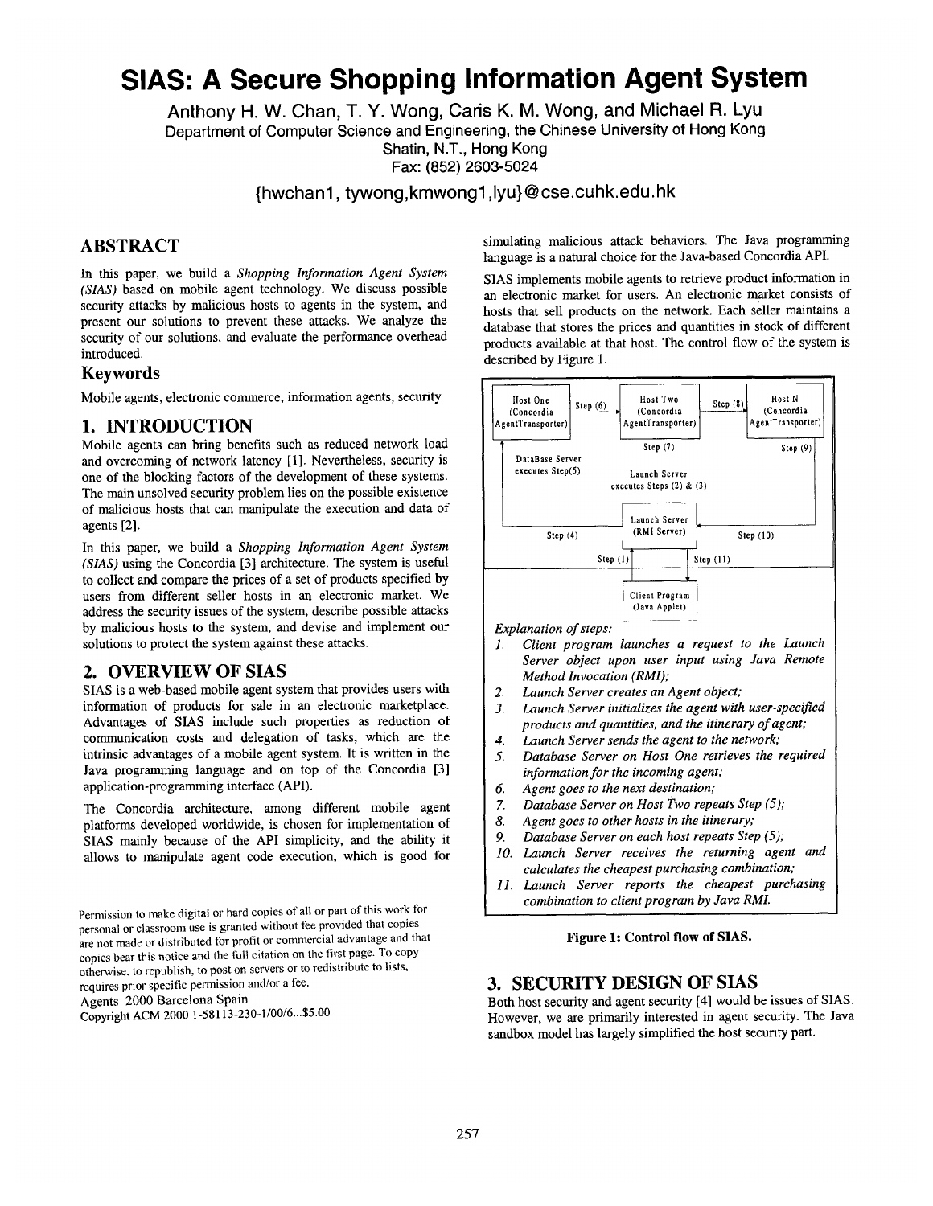# SIAS: A Secure Shopping Information Agent System

Anthony H. W. Chan, T. Y. Wong, Caris K. M. Wong, and Michael R. Lyu
Department of Computer Science and Engineering, the Chinese University of Hong Kong
Shatin, N.T., Hong Kong
Fax: (852) 2603-5024

{hwchan1, tywong,kmwong1,lyu}@cse.cuhk.edu.hk

## ABSTRACT

In this paper, we build a *Shopping Information Agent System (SIAS)* based on mobile agent technology. We discuss possible security attacks by malicious hosts to agents in the system, and present our solutions to prevent these attacks. We analyze the security of our solutions, and evaluate the performance overhead introduced.

### Keywords

Mobile agents, electronic commerce, information agents, security

## 1. INTRODUCTION

Mobile agents can bring benefits such as reduced network load and overcoming of network latency [1]. Nevertheless, security is one of the blocking factors of the development of these systems. The main unsolved security problem lies on the possible existence of malicious hosts that can manipulate the execution and data of agents [2].

In this paper, we build a *Shopping Information Agent System (SIAS)* using the Concordia [3] architecture. The system is useful to collect and compare the prices of a set of products specified by users from different seller hosts in an electronic market. We address the security issues of the system, describe possible attacks by malicious hosts to the system, and devise and implement our solutions to protect the system against these attacks.

## 2. OVERVIEW OF SIAS

SIAS is a web-based mobile agent system that provides users with information of products for sale in an electronic marketplace. Advantages of SIAS include such properties as reduction of communication costs and delegation of tasks, which are the intrinsic advantages of a mobile agent system. It is written in the Java programming language and on top of the Concordia [3] application-programming interface (API).

The Concordia architecture, among different mobile agent platforms developed worldwide, is chosen for implementation of SIAS mainly because of the API simplicity, and the ability it allows to manipulate agent code execution, which is good for simulating malicious attack behaviors. The Java programming language is a natural choice for the Java-based Concordia API.

SIAS implements mobile agents to retrieve product information in an electronic market for users. An electronic market consists of hosts that sell products on the network. Each seller maintains a database that stores the prices and quantities in stock of different products available at that host. The control flow of the system is described by Figure 1.

Host One (Concordia AgentTransporter) — Step (6) → Host Two (Concordia AgentTransporter) — Step (8) → Host N (Concordia AgentTransporter)

DataBase Server executes Step(5)    Step (7)    Step (9)

Launch Server executes Steps (2) & (3)

Step (4)    Launch Server (RMI Server)    Step (10)

Step (1)    Step (11)

Client Program (Java Applet)

*Explanation of steps:*

1. *Client program launches a request to the Launch Server object upon user input using Java Remote Method Invocation (RMI);*
2. *Launch Server creates an Agent object;*
3. *Launch Server initializes the agent with user-specified products and quantities, and the itinerary of agent;*
4. *Launch Server sends the agent to the network;*
5. *Database Server on Host One retrieves the required information for the incoming agent;*
6. *Agent goes to the next destination;*
7. *Database Server on Host Two repeats Step (5);*
8. *Agent goes to other hosts in the itinerary;*
9. *Database Server on each host repeats Step (5);*
10. *Launch Server receives the returning agent and calculates the cheapest purchasing combination;*
11. *Launch Server reports the cheapest purchasing combination to client program by Java RMI.*

**Figure 1: Control flow of SIAS.**

## 3. SECURITY DESIGN OF SIAS

Both host security and agent security [4] would be issues of SIAS. However, we are primarily interested in agent security. The Java sandbox model has largely simplified the host security part.

Permission to make digital or hard copies of all or part of this work for personal or classroom use is granted without fee provided that copies are not made or distributed for profit or commercial advantage and that copies bear this notice and the full citation on the first page. To copy otherwise, to republish, to post on servers or to redistribute to lists, requires prior specific permission and/or a fee.
Agents 2000 Barcelona Spain
Copyright ACM 2000 1-58113-230-1/00/6...$5.00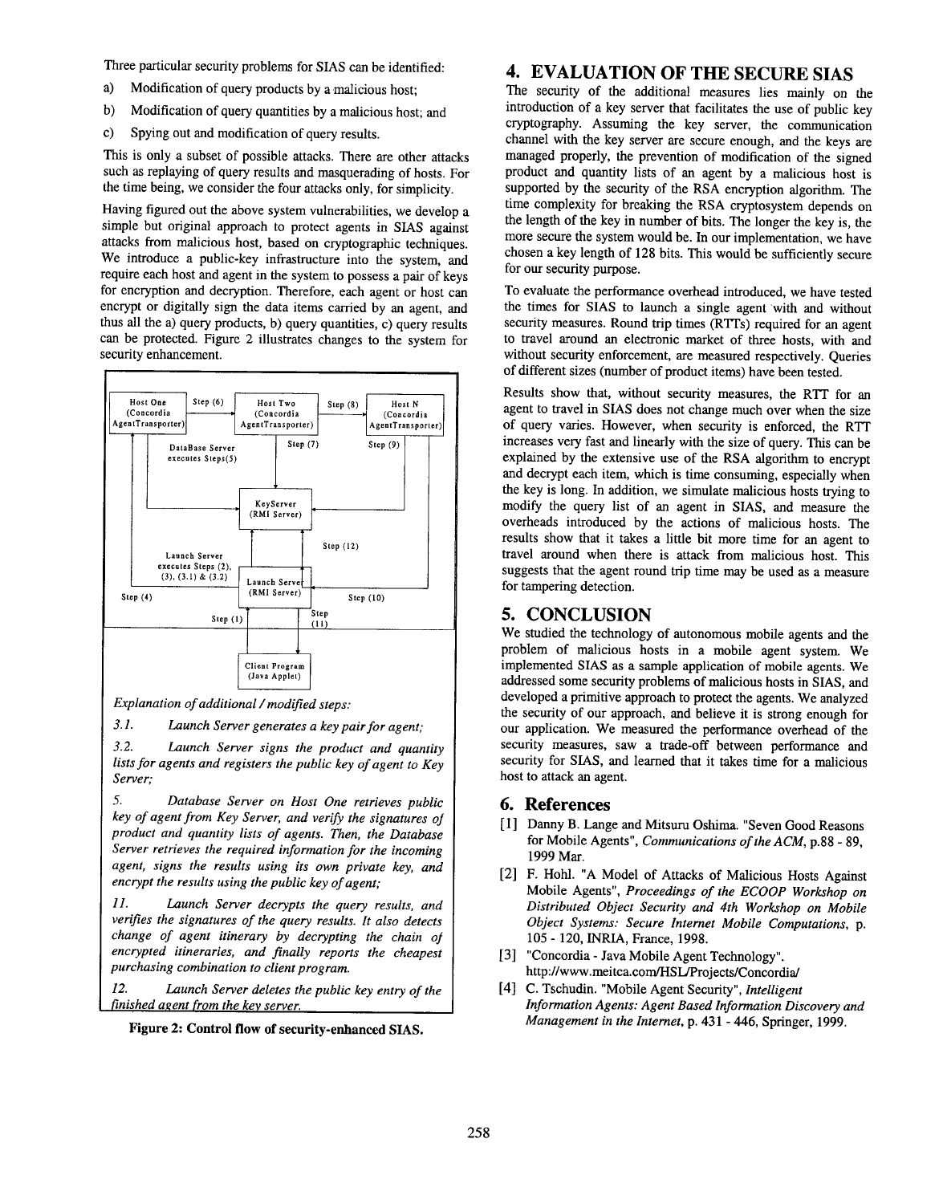Three particular security problems for SIAS can be identified:

a) Modification of query products by a malicious host;

b) Modification of query quantities by a malicious host; and

c) Spying out and modification of query results.

This is only a subset of possible attacks. There are other attacks such as replaying of query results and masquerading of hosts. For the time being, we consider the four attacks only, for simplicity.

Having figured out the above system vulnerabilities, we develop a simple but original approach to protect agents in SIAS against attacks from malicious host, based on cryptographic techniques. We introduce a public-key infrastructure into the system, and require each host and agent in the system to possess a pair of keys for encryption and decryption. Therefore, each agent or host can encrypt or digitally sign the data items carried by an agent, and thus all the a) query products, b) query quantities, c) query results can be protected. Figure 2 illustrates changes to the system for security enhancement.

Host One (Concordia AgentTransporter)
Step (6)
Host Two (Concordia AgentTransporter)
Step (8)
Host N (Concordia AgentTransporter)
DataBase Server executes Steps(5)
Step (7)
Step (9)
KeyServer (RMI Server)
Step (12)
Launch Server executes Steps (2), (3), (3.1) & (3.2)
Launch Server (RMI Server)
Step (4)
Step (10)
Step (1)
Step (11)
Client Program (Java Applet)

*Explanation of additional / modified steps:*

*3.1. Launch Server generates a key pair for agent;*

*3.2. Launch Server signs the product and quantity lists for agents and registers the public key of agent to Key Server;*

*5. Database Server on Host One retrieves public key of agent from Key Server, and verify the signatures of product and quantity lists of agents. Then, the Database Server retrieves the required information for the incoming agent, signs the results using its own private key, and encrypt the results using the public key of agent;*

*11. Launch Server decrypts the query results, and verifies the signatures of the query results. It also detects change of agent itinerary by decrypting the chain of encrypted itineraries, and finally reports the cheapest purchasing combination to client program.*

*12. Launch Server deletes the public key entry of the finished agent from the key server.*

**Figure 2: Control flow of security-enhanced SIAS.**

# 4. EVALUATION OF THE SECURE SIAS

The security of the additional measures lies mainly on the introduction of a key server that facilitates the use of public key cryptography. Assuming the key server, the communication channel with the key server are secure enough, and the keys are managed properly, the prevention of modification of the signed product and quantity lists of an agent by a malicious host is supported by the security of the RSA encryption algorithm. The time complexity for breaking the RSA cryptosystem depends on the length of the key in number of bits. The longer the key is, the more secure the system would be. In our implementation, we have chosen a key length of 128 bits. This would be sufficiently secure for our security purpose.

To evaluate the performance overhead introduced, we have tested the times for SIAS to launch a single agent with and without security measures. Round trip times (RTTs) required for an agent to travel around an electronic market of three hosts, with and without security enforcement, are measured respectively. Queries of different sizes (number of product items) have been tested.

Results show that, without security measures, the RTT for an agent to travel in SIAS does not change much over when the size of query varies. However, when security is enforced, the RTT increases very fast and linearly with the size of query. This can be explained by the extensive use of the RSA algorithm to encrypt and decrypt each item, which is time consuming, especially when the key is long. In addition, we simulate malicious hosts trying to modify the query list of an agent in SIAS, and measure the overheads introduced by the actions of malicious hosts. The results show that it takes a little bit more time for an agent to travel around when there is attack from malicious host. This suggests that the agent round trip time may be used as a measure for tampering detection.

# 5. CONCLUSION

We studied the technology of autonomous mobile agents and the problem of malicious hosts in a mobile agent system. We implemented SIAS as a sample application of mobile agents. We addressed some security problems of malicious hosts in SIAS, and developed a primitive approach to protect the agents. We analyzed the security of our approach, and believe it is strong enough for our application. We measured the performance overhead of the security measures, saw a trade-off between performance and security for SIAS, and learned that it takes time for a malicious host to attack an agent.

# 6. References

[1] Danny B. Lange and Mitsuru Oshima. "Seven Good Reasons for Mobile Agents", *Communications of the ACM*, p.88 - 89, 1999 Mar.

[2] F. Hohl. "A Model of Attacks of Malicious Hosts Against Mobile Agents", *Proceedings of the ECOOP Workshop on Distributed Object Security and 4th Workshop on Mobile Object Systems: Secure Internet Mobile Computations*, p. 105 - 120, INRIA, France, 1998.

[3] "Concordia - Java Mobile Agent Technology". http://www.meitca.com/HSL/Projects/Concordia/

[4] C. Tschudin. "Mobile Agent Security", *Intelligent Information Agents: Agent Based Information Discovery and Management in the Internet*, p. 431 - 446, Springer, 1999.